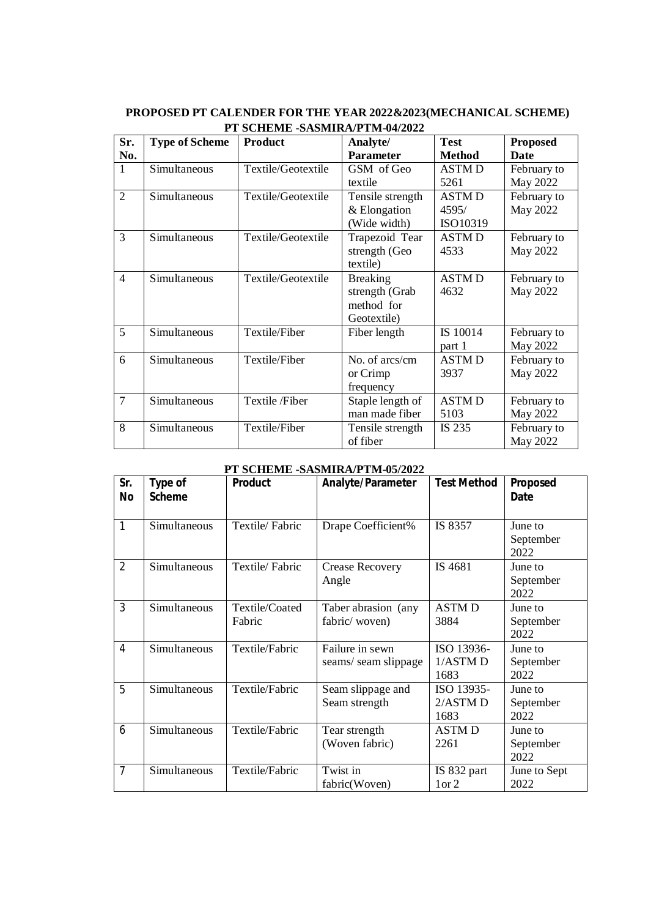**PROPOSED PT CALENDER FOR THE YEAR 2022&2023(MECHANICAL SCHEME)**

**PT SCHEME -SASMIRA/PTM-04/2022**

| Sr. No. | Type of Scheme | Product | Analyte/ Parameter | Test Method | Proposed Date |
|---|---|---|---|---|---|
| 1 | Simultaneous | Textile/Geotextile | GSM of Geo textile | ASTM D 5261 | February to May 2022 |
| 2 | Simultaneous | Textile/Geotextile | Tensile strength & Elongation (Wide width) | ASTM D 4595/ ISO10319 | February to May 2022 |
| 3 | Simultaneous | Textile/Geotextile | Trapezoid Tear strength (Geo textile) | ASTM D 4533 | February to May 2022 |
| 4 | Simultaneous | Textile/Geotextile | Breaking strength (Grab method for Geotextile) | ASTM D 4632 | February to May 2022 |
| 5 | Simultaneous | Textile/Fiber | Fiber length | IS 10014 part 1 | February to May 2022 |
| 6 | Simultaneous | Textile/Fiber | No. of arcs/cm or Crimp frequency | ASTM D 3937 | February to May 2022 |
| 7 | Simultaneous | Textile /Fiber | Staple length of man made fiber | ASTM D 5103 | February to May 2022 |
| 8 | Simultaneous | Textile/Fiber | Tensile strength of fiber | IS 235 | February to May 2022 |

**PT SCHEME -SASMIRA/PTM-05/2022**

| Sr. No | Type of Scheme | Product | Analyte/Parameter | Test Method | Proposed Date |
|---|---|---|---|---|---|
| 1 | Simultaneous | Textile/ Fabric | Drape Coefficient% | IS 8357 | June to September 2022 |
| 2 | Simultaneous | Textile/ Fabric | Crease Recovery Angle | IS 4681 | June to September 2022 |
| 3 | Simultaneous | Textile/Coated Fabric | Taber abrasion (any fabric/ woven) | ASTM D 3884 | June to September 2022 |
| 4 | Simultaneous | Textile/Fabric | Failure in sewn seams/ seam slippage | ISO 13936-1/ASTM D 1683 | June to September 2022 |
| 5 | Simultaneous | Textile/Fabric | Seam slippage and Seam strength | ISO 13935-2/ASTM D 1683 | June to September 2022 |
| 6 | Simultaneous | Textile/Fabric | Tear strength (Woven fabric) | ASTM D 2261 | June to September 2022 |
| 7 | Simultaneous | Textile/Fabric | Twist in fabric(Woven) | IS 832 part 1or 2 | June to Sept 2022 |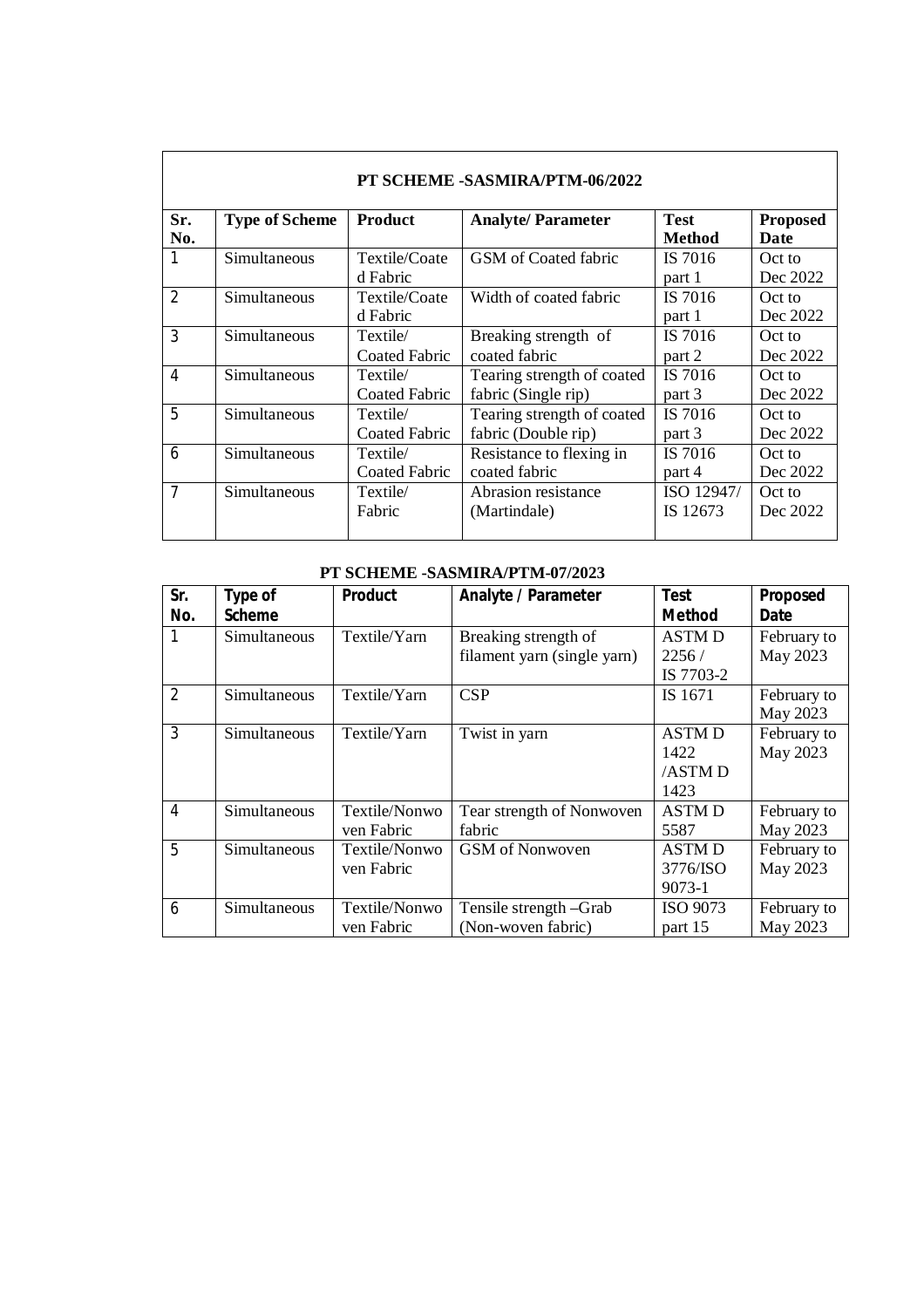**PT SCHEME -SASMIRA/PTM-06/2022**

| Sr. No. | Type of Scheme | Product | Analyte/ Parameter | Test Method | Proposed Date |
|---|---|---|---|---|---|
| 1 | Simultaneous | Textile/Coated Fabric | GSM of Coated fabric | IS 7016 part 1 | Oct to Dec 2022 |
| 2 | Simultaneous | Textile/Coated Fabric | Width of coated fabric | IS 7016 part 1 | Oct to Dec 2022 |
| 3 | Simultaneous | Textile/ Coated Fabric | Breaking strength of coated fabric | IS 7016 part 2 | Oct to Dec 2022 |
| 4 | Simultaneous | Textile/ Coated Fabric | Tearing strength of coated fabric (Single rip) | IS 7016 part 3 | Oct to Dec 2022 |
| 5 | Simultaneous | Textile/ Coated Fabric | Tearing strength of coated fabric (Double rip) | IS 7016 part 3 | Oct to Dec 2022 |
| 6 | Simultaneous | Textile/ Coated Fabric | Resistance to flexing in coated fabric | IS 7016 part 4 | Oct to Dec 2022 |
| 7 | Simultaneous | Textile/ Fabric | Abrasion resistance (Martindale) | ISO 12947/ IS 12673 | Oct to Dec 2022 |

**PT SCHEME -SASMIRA/PTM-07/2023**

| Sr. No. | Type of Scheme | Product | Analyte / Parameter | Test Method | Proposed Date |
|---|---|---|---|---|---|
| 1 | Simultaneous | Textile/Yarn | Breaking strength of filament yarn (single yarn) | ASTM D 2256 / IS 7703-2 | February to May 2023 |
| 2 | Simultaneous | Textile/Yarn | CSP | IS 1671 | February to May 2023 |
| 3 | Simultaneous | Textile/Yarn | Twist in yarn | ASTM D 1422 /ASTM D 1423 | February to May 2023 |
| 4 | Simultaneous | Textile/Nonwoven Fabric | Tear strength of Nonwoven fabric | ASTM D 5587 | February to May 2023 |
| 5 | Simultaneous | Textile/Nonwoven Fabric | GSM of Nonwoven | ASTM D 3776/ISO 9073-1 | February to May 2023 |
| 6 | Simultaneous | Textile/Nonwoven Fabric | Tensile strength –Grab (Non-woven fabric) | ISO 9073 part 15 | February to May 2023 |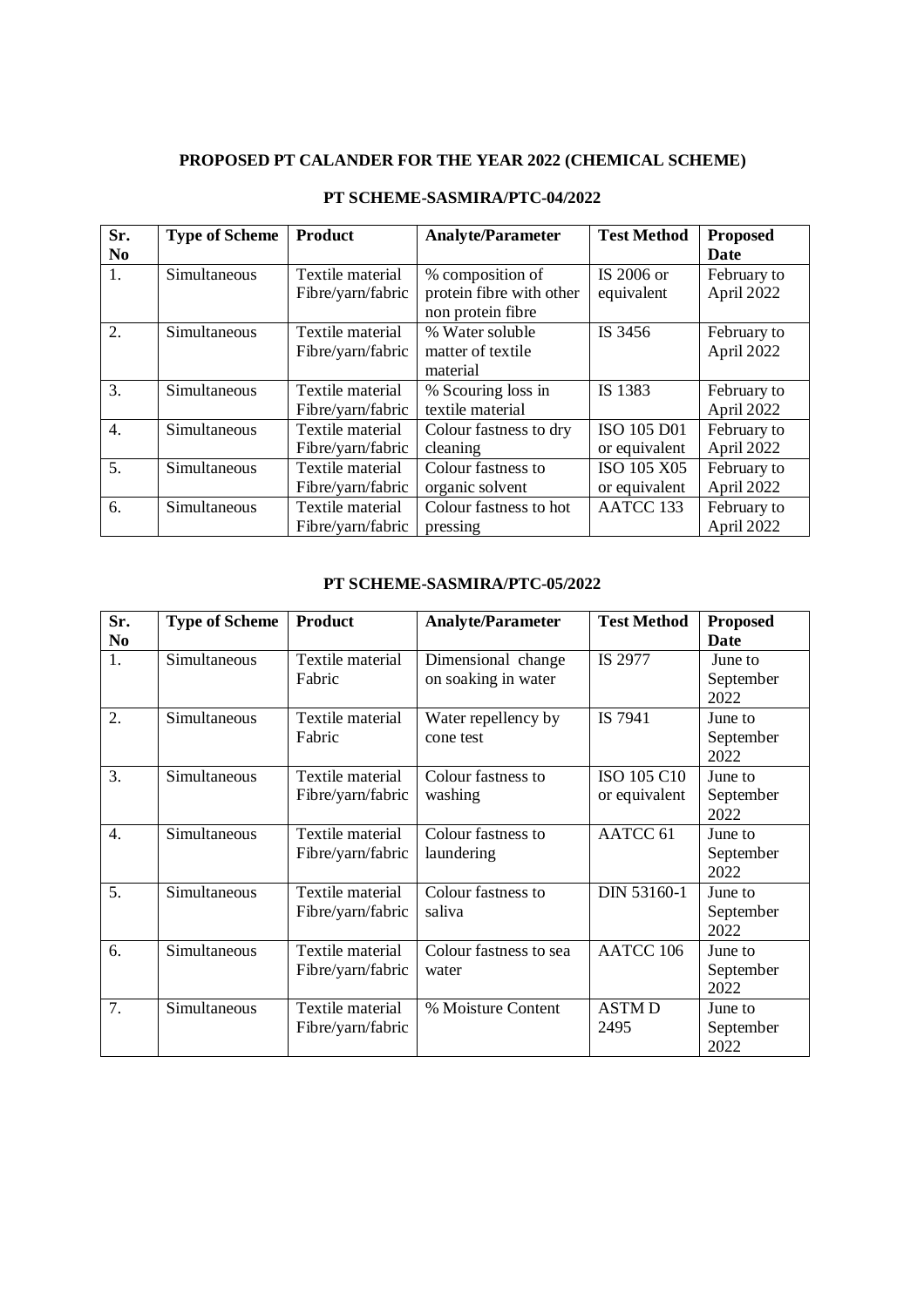## PROPOSED PT CALANDER FOR THE YEAR 2022 (CHEMICAL SCHEME)

### PT SCHEME-SASMIRA/PTC-04/2022

| Sr. No | Type of Scheme | Product | Analyte/Parameter | Test Method | Proposed Date |
|---|---|---|---|---|---|
| 1. | Simultaneous | Textile material Fibre/yarn/fabric | % composition of protein fibre with other non protein fibre | IS 2006 or equivalent | February to April 2022 |
| 2. | Simultaneous | Textile material Fibre/yarn/fabric | % Water soluble matter of textile material | IS 3456 | February to April 2022 |
| 3. | Simultaneous | Textile material Fibre/yarn/fabric | % Scouring loss in textile material | IS 1383 | February to April 2022 |
| 4. | Simultaneous | Textile material Fibre/yarn/fabric | Colour fastness to dry cleaning | ISO 105 D01 or equivalent | February to April 2022 |
| 5. | Simultaneous | Textile material Fibre/yarn/fabric | Colour fastness to organic solvent | ISO 105 X05 or equivalent | February to April 2022 |
| 6. | Simultaneous | Textile material Fibre/yarn/fabric | Colour fastness to hot pressing | AATCC 133 | February to April 2022 |

### PT SCHEME-SASMIRA/PTC-05/2022

| Sr. No | Type of Scheme | Product | Analyte/Parameter | Test Method | Proposed Date |
|---|---|---|---|---|---|
| 1. | Simultaneous | Textile material Fabric | Dimensional change on soaking in water | IS 2977 | June to September 2022 |
| 2. | Simultaneous | Textile material Fabric | Water repellency by cone test | IS 7941 | June to September 2022 |
| 3. | Simultaneous | Textile material Fibre/yarn/fabric | Colour fastness to washing | ISO 105 C10 or equivalent | June to September 2022 |
| 4. | Simultaneous | Textile material Fibre/yarn/fabric | Colour fastness to laundering | AATCC 61 | June to September 2022 |
| 5. | Simultaneous | Textile material Fibre/yarn/fabric | Colour fastness to saliva | DIN 53160-1 | June to September 2022 |
| 6. | Simultaneous | Textile material Fibre/yarn/fabric | Colour fastness to sea water | AATCC 106 | June to September 2022 |
| 7. | Simultaneous | Textile material Fibre/yarn/fabric | % Moisture Content | ASTM D 2495 | June to September 2022 |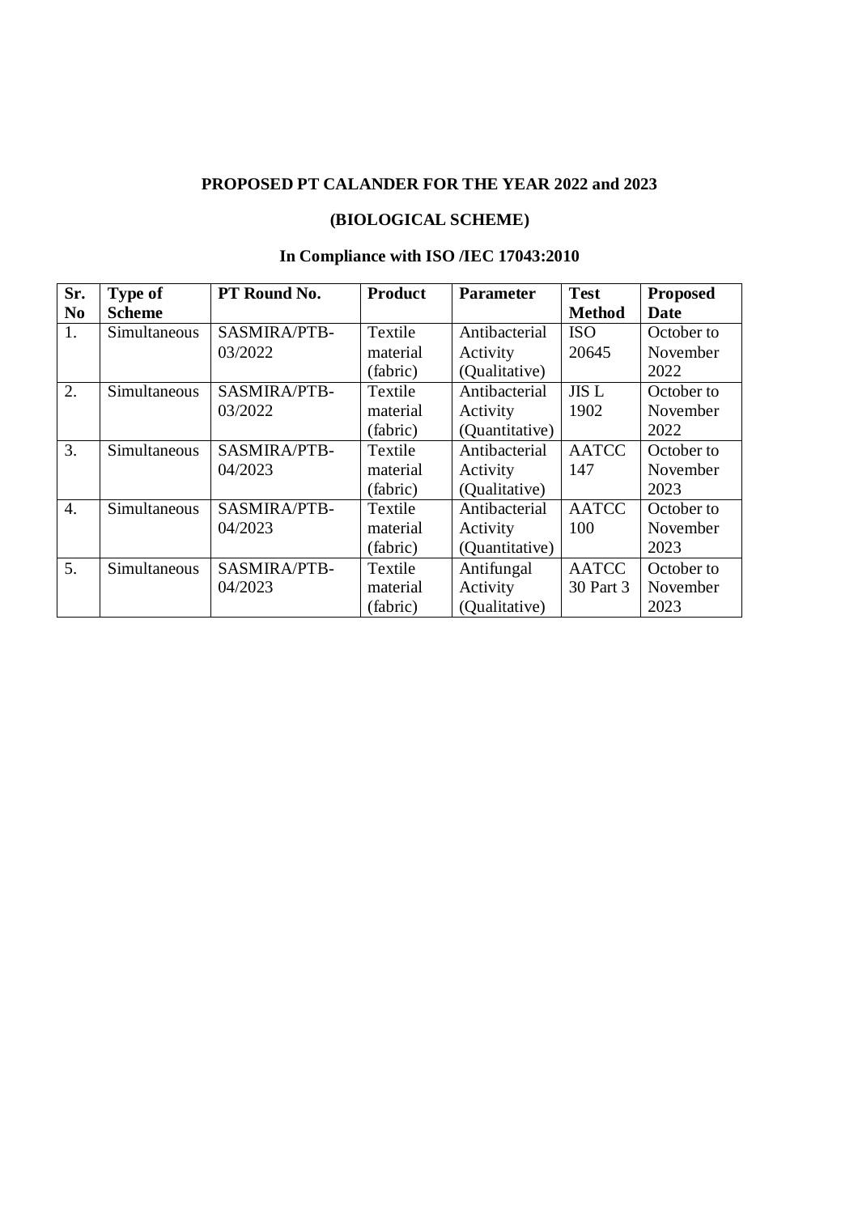**PROPOSED PT CALANDER FOR THE YEAR 2022 and 2023**

**(BIOLOGICAL SCHEME)**

**In Compliance with ISO /IEC 17043:2010**

| Sr. No | Type of Scheme | PT Round No. | Product | Parameter | Test Method | Proposed Date |
|---|---|---|---|---|---|---|
| 1. | Simultaneous | SASMIRA/PTB-03/2022 | Textile material (fabric) | Antibacterial Activity (Qualitative) | ISO 20645 | October to November 2022 |
| 2. | Simultaneous | SASMIRA/PTB-03/2022 | Textile material (fabric) | Antibacterial Activity (Quantitative) | JIS L 1902 | October to November 2022 |
| 3. | Simultaneous | SASMIRA/PTB-04/2023 | Textile material (fabric) | Antibacterial Activity (Qualitative) | AATCC 147 | October to November 2023 |
| 4. | Simultaneous | SASMIRA/PTB-04/2023 | Textile material (fabric) | Antibacterial Activity (Quantitative) | AATCC 100 | October to November 2023 |
| 5. | Simultaneous | SASMIRA/PTB-04/2023 | Textile material (fabric) | Antifungal Activity (Qualitative) | AATCC 30 Part 3 | October to November 2023 |